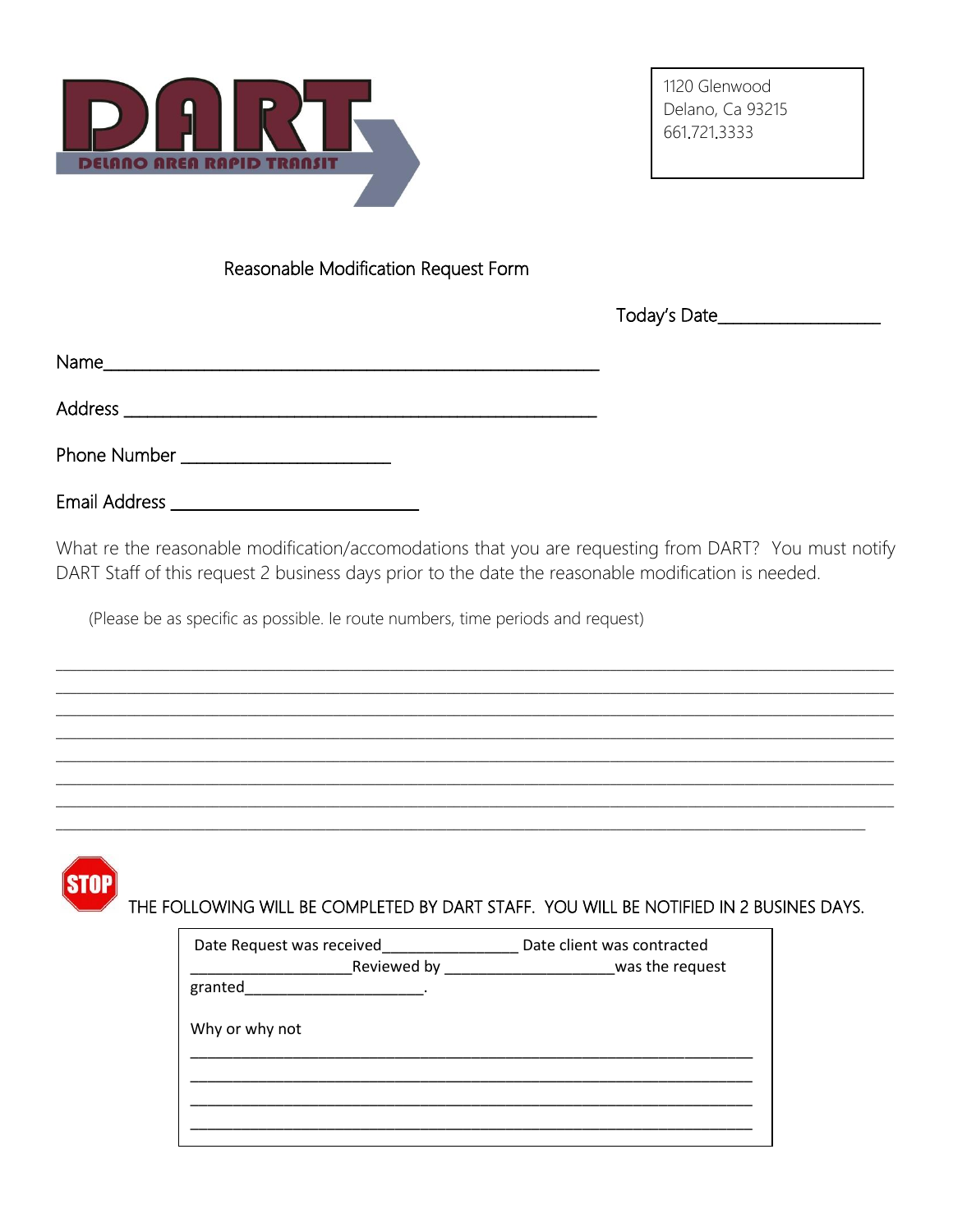DART

DELANO AREA RAPID TRANSIT

1120 Glenwood
Delano, Ca 93215
661.721.3333

## Reasonable Modification Request Form

Today's Date__________________

Name_______________________________________________________

Address ____________________________________________________

Phone Number ______________________

Email Address _________________________

What re the reasonable modification/accomodations that you are requesting from DART? You must notify DART Staff of this request 2 business days prior to the date the reasonable modification is needed.

(Please be as specific as possible. Ie route numbers, time periods and request)

_____________________________________________________________________________________________
_____________________________________________________________________________________________
_____________________________________________________________________________________________
_____________________________________________________________________________________________
_____________________________________________________________________________________________
_____________________________________________________________________________________________
_____________________________________________________________________________________________
_____________________________________________________________________________________________

STOP THE FOLLOWING WILL BE COMPLETED BY DART STAFF. YOU WILL BE NOTIFIED IN 2 BUSINES DAYS.

Date Request was received________________ Date client was contracted ____________________Reviewed by ____________________was the request granted_____________________.

Why or why not

______________________________________________________________________
______________________________________________________________________
______________________________________________________________________
______________________________________________________________________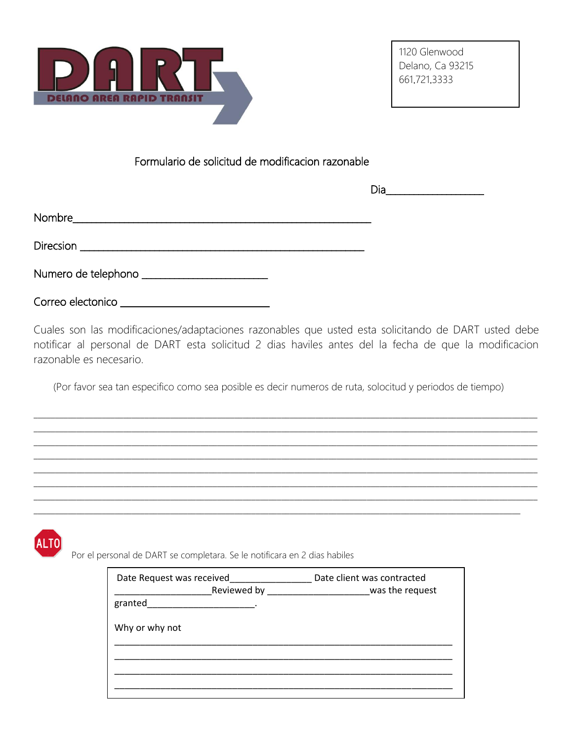DART

DELANO AREA RAPID TRANSIT

1120 Glenwood
Delano, Ca 93215
661.721.3333

## Formulario de solicitud de modificacion razonable

Dia__________________

Nombre_______________________________________________________

Direcsion ____________________________________________________

Numero de telephono ______________________

Correo electonico ___________________________

Cuales son las modificaciones/adaptaciones razonables que usted esta solicitando de DART usted debe notificar al personal de DART esta solicitud 2 dias haviles antes del la fecha de que la modificacion razonable es necesario.

(Por favor sea tan especifico como sea posible es decir numeros de ruta, solocitud y periodos de tiempo)

_____________________________________________________________________________________________
_____________________________________________________________________________________________
_____________________________________________________________________________________________
_____________________________________________________________________________________________
_____________________________________________________________________________________________
_____________________________________________________________________________________________
_____________________________________________________________________________________________

ALTO

Por el personal de DART se completara. Se le notificara en 2 dias habiles

Date Request was received________________ Date client was contracted ___________________Reviewed by ____________________was the request granted______________________.

Why or why not

______________________________________________________________________
______________________________________________________________________
______________________________________________________________________
______________________________________________________________________